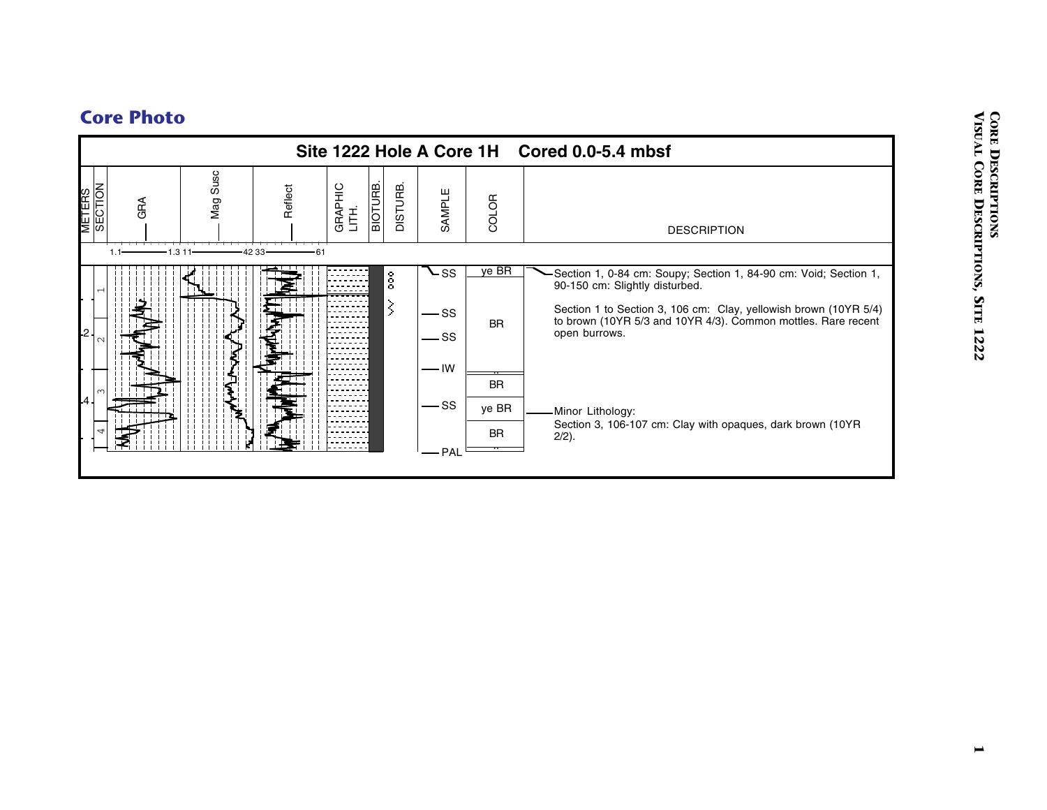## Core Photo

**Site 1222 Hole A Core 1H Cored 0.0-5.4 mbsf**

| METERS | SECTION | GRA | Mag Susc | Reflect | GRAPHIC LITH. | BIOTURB. | DISTURB. | SAMPLE | COLOR | DESCRIPTION |
|---|---|---|---|---|---|---|---|---|---|---|
| | | 1.1—1.3 | 11—42 | 33—61 | | | | | | |
| | 1 | | | | | | | SS | ye BR | Section 1, 0-84 cm: Soupy; Section 1, 84-90 cm: Void; Section 1, 90-150 cm: Slightly disturbed. |
| 2 | 2 | | | | | | | SS | BR | Section 1 to Section 3, 106 cm: Clay, yellowish brown (10YR 5/4) to brown (10YR 5/3 and 10YR 4/3). Common mottles. Rare recent open burrows. |
| | | | | | | | | SS | | |
| | | | | | | | | IW | | |
| | 3 | | | | | | | | BR | |
| 4 | | | | | | | | SS | ye BR | Minor Lithology: Section 3, 106-107 cm: Clay with opaques, dark brown (10YR 2/2). |
| | 4 | | | | | | | | BR | |
| | | | | | | | | PAL | | |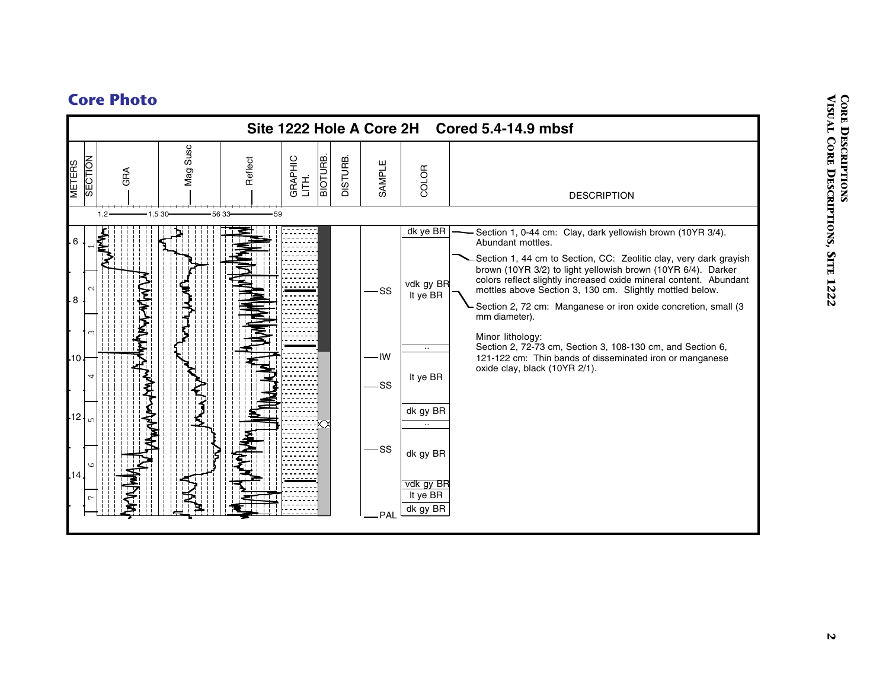## Core Photo

### Site 1222 Hole A Core 2H Cored 5.4-14.9 mbsf

| METERS | SECTION | GRA | Mag Susc | Reflect | GRAPHIC LITH. | BIOTURB. | DISTURB. | SAMPLE | COLOR | DESCRIPTION |
|---|---|---|---|---|---|---|---|---|---|---|
| | | 1.2 — 1.5 | 30 — 56 | 33 — 59 | | | | | | |

Meters: 6, 8, 10, 12, 14

Sections: 1, 2, 3, 4, 5, 6, 7

Samples: SS, IW, SS, SS, PAL

Colors: dk ye BR; vdk gy BR; lt ye BR; ..; lt ye BR; dk gy BR; ..; dk gy BR; vdk gy BR; lt ye BR; dk gy BR

**DESCRIPTION**

Section 1, 0-44 cm: Clay, dark yellowish brown (10YR 3/4). Abundant mottles.

Section 1, 44 cm to Section, CC: Zeolitic clay, very dark grayish brown (10YR 3/2) to light yellowish brown (10YR 6/4). Darker colors reflect slightly increased oxide mineral content. Abundant mottles above Section 3, 130 cm. Slightly mottled below.

Section 2, 72 cm: Manganese or iron oxide concretion, small (3 mm diameter).

Minor lithology:
Section 2, 72-73 cm, Section 3, 108-130 cm, and Section 6, 121-122 cm: Thin bands of disseminated iron or manganese oxide clay, black (10YR 2/1).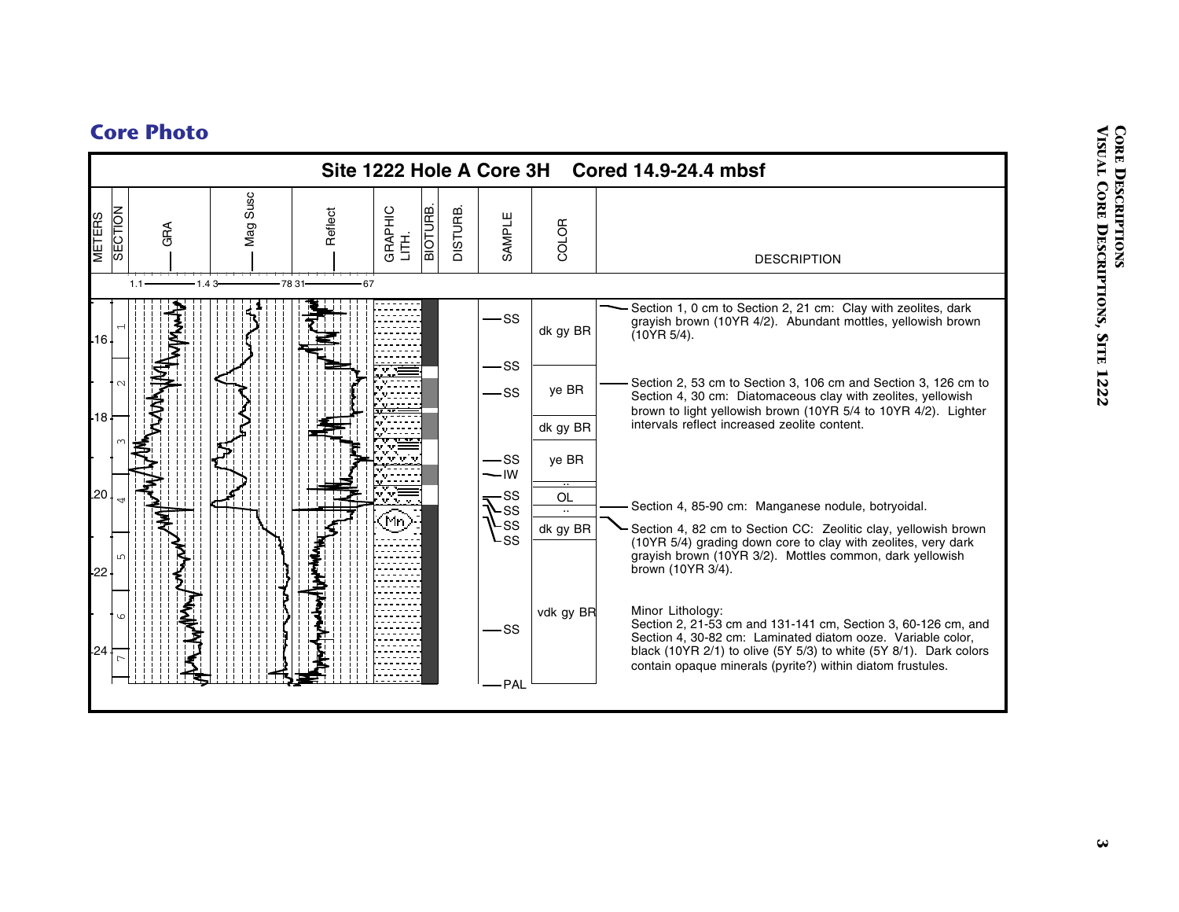## Core Photo

**Site 1222 Hole A Core 3H Cored 14.9-24.4 mbsf**

| METERS | SECTION | GRA | Mag Susc | Reflect | GRAPHIC LITH. | BIOTURB. | DISTURB. | SAMPLE | COLOR | DESCRIPTION |
|---|---|---|---|---|---|---|---|---|---|---|
| | | 1.1 — 1.4 | 3 — 78 | 31 — 67 | | | | | | |

Metre scale: 16, 18, 20, 22, 24. Sections: 1, 2, 3, 4, 5, 6, 7.

**SAMPLE:** SS, SS, SS, SS, IW, SS, SS, SS, SS, SS, PAL

**COLOR:** dk gy BR; ye BR; dk gy BR; ye BR; OL; dk gy BR; vdk gy BR

**DESCRIPTION**

Section 1, 0 cm to Section 2, 21 cm: Clay with zeolites, dark grayish brown (10YR 4/2). Abundant mottles, yellowish brown (10YR 5/4).

Section 2, 53 cm to Section 3, 106 cm and Section 3, 126 cm to Section 4, 30 cm: Diatomaceous clay with zeolites, yellowish brown to light yellowish brown (10YR 5/4 to 10YR 4/2). Lighter intervals reflect increased zeolite content.

Section 4, 85-90 cm: Manganese nodule, botryoidal.

Section 4, 82 cm to Section CC: Zeolitic clay, yellowish brown (10YR 5/4) grading down core to clay with zeolites, very dark grayish brown (10YR 3/2). Mottles common, dark yellowish brown (10YR 3/4).

Minor Lithology:
Section 2, 21-53 cm and 131-141 cm, Section 3, 60-126 cm, and Section 4, 30-82 cm: Laminated diatom ooze. Variable color, black (10YR 2/1) to olive (5Y 5/3) to white (5Y 8/1). Dark colors contain opaque minerals (pyrite?) within diatom frustules.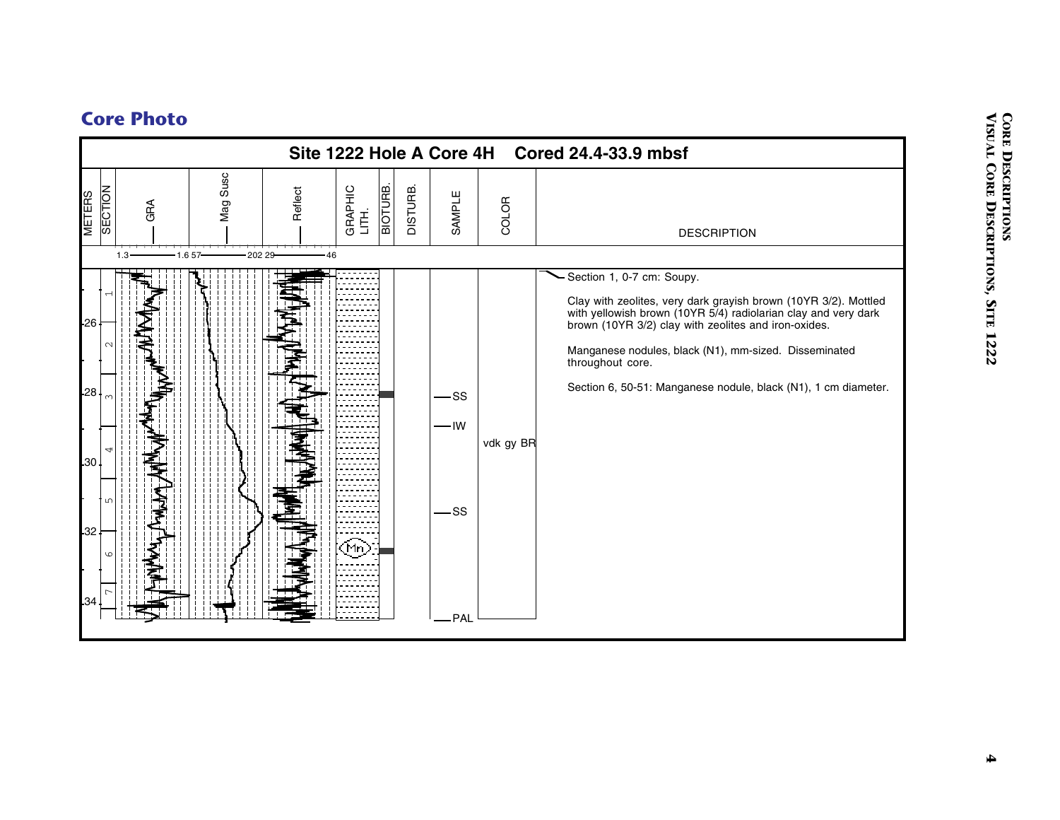## Core Photo

**Site 1222 Hole A Core 4H Cored 24.4-33.9 mbsf**

| METERS | SECTION | GRA | Mag Susc | Reflect | GRAPHIC LITH. | BIOTURB. | DISTURB. | SAMPLE | COLOR | DESCRIPTION |
|---|---|---|---|---|---|---|---|---|---|---|
| | | 1.3 — 1.6 | 57 — 202 | 29 — 46 | | | | | | |

METERS: 26, 28, 30, 32, 34

SECTION: 1, 2, 3, 4, 5, 6, 7

SAMPLE: SS, IW, SS, PAL

COLOR: vdk gy BR

DESCRIPTION:

Section 1, 0-7 cm: Soupy.

Clay with zeolites, very dark grayish brown (10YR 3/2). Mottled with yellowish brown (10YR 5/4) radiolarian clay and very dark brown (10YR 3/2) clay with zeolites and iron-oxides.

Manganese nodules, black (N1), mm-sized. Disseminated throughout core.

Section 6, 50-51: Manganese nodule, black (N1), 1 cm diameter.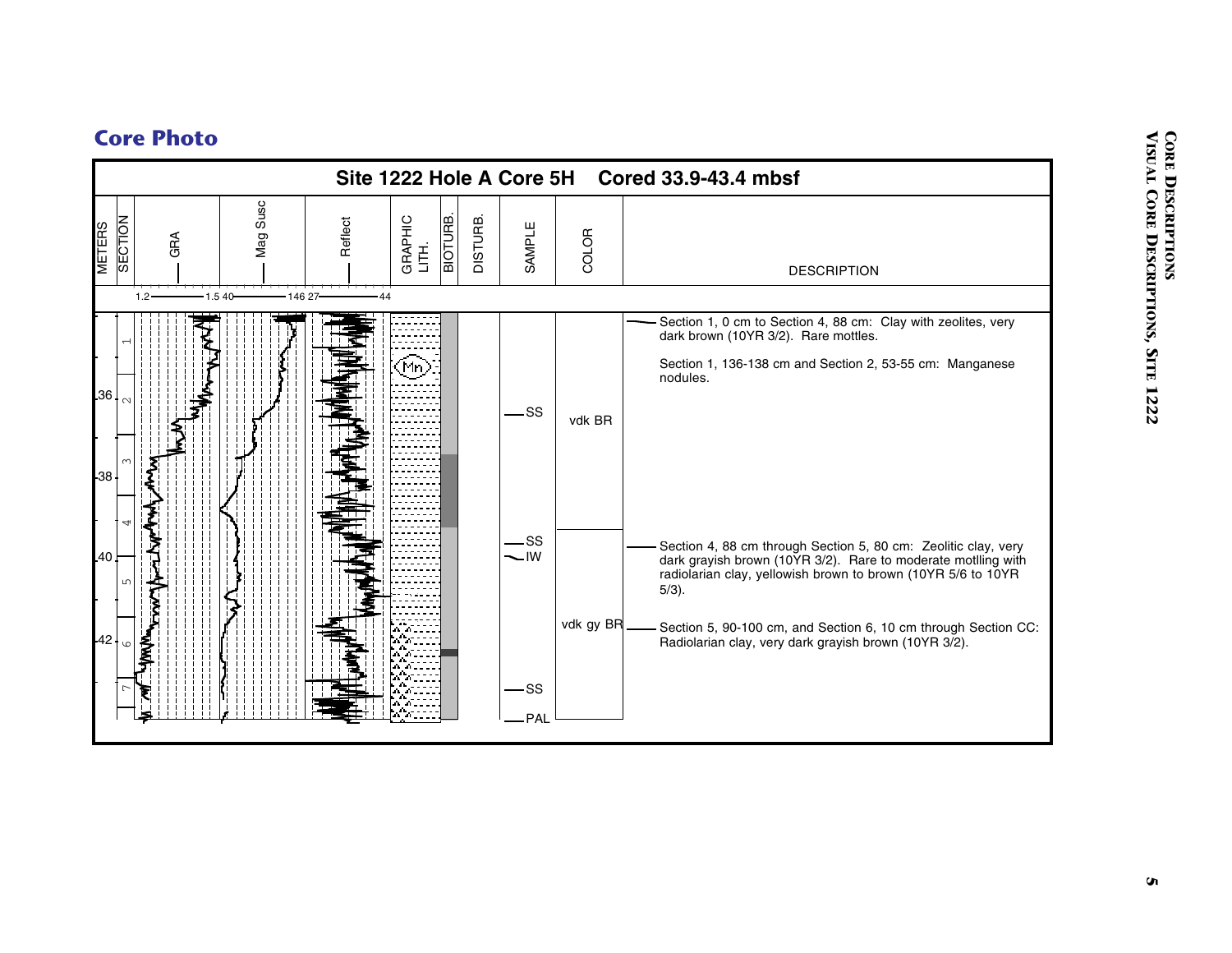## Core Photo

**Site 1222 Hole A Core 5H Cored 33.9-43.4 mbsf**

| METERS | SECTION | GRA | Mag Susc | Reflect | GRAPHIC LITH. | BIOTURB. | DISTURB. | SAMPLE | COLOR | DESCRIPTION |
|---|---|---|---|---|---|---|---|---|---|---|
| | | 1.2 — 1.5 | 40 — 146 | 27 — 44 | | | | | | |
| | 1 | | | | Mn | | | | | Section 1, 0 cm to Section 4, 88 cm: Clay with zeolites, very dark brown (10YR 3/2). Rare mottles. |
| | | | | | | | | | | Section 1, 136-138 cm and Section 2, 53-55 cm: Manganese nodules. |
| 36 | 2 | | | | | | | SS | vdk BR | |
| 38 | 3 | | | | | | | | | |
| | 4 | | | | | | | SS | | |
| 40 | 5 | | | | | | | IW | | Section 4, 88 cm through Section 5, 80 cm: Zeolitic clay, very dark grayish brown (10YR 3/2). Rare to moderate motlling with radiolarian clay, yellowish brown to brown (10YR 5/6 to 10YR 5/3). |
| 42 | 6 | | | | | | | | vdk gy BR | Section 5, 90-100 cm, and Section 6, 10 cm through Section CC: Radiolarian clay, very dark grayish brown (10YR 3/2). |
| | 7 | | | | | | | SS | | |
| | | | | | | | | PAL | | |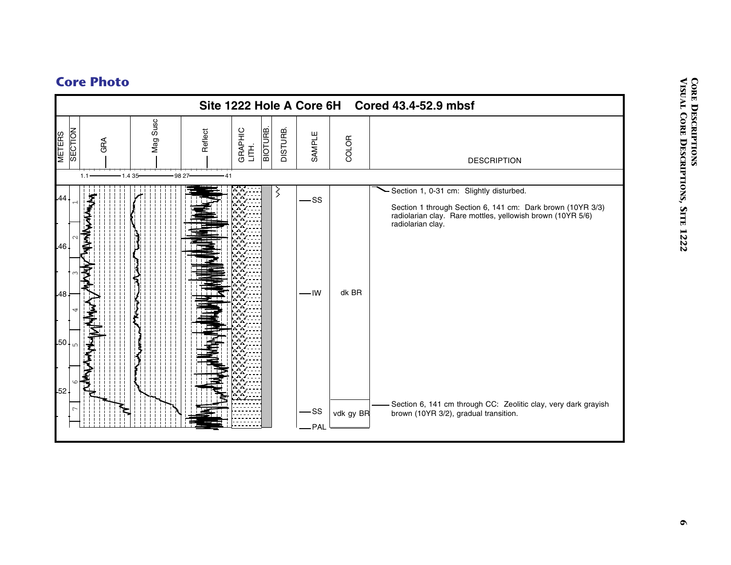## Core Photo

**Site 1222 Hole A Core 6H Cored 43.4-52.9 mbsf**

| METERS | SECTION | GRA | Mag Susc | Reflect | GRAPHIC LITH. | BIOTURB. | DISTURB. | SAMPLE | COLOR | DESCRIPTION |
|---|---|---|---|---|---|---|---|---|---|---|
| | | 1.1 — 1.4 | 35 — 98 | 27 — 41 | | | | | | |
| 44 | 1 | | | | | | | SS | | Section 1, 0-31 cm: Slightly disturbed.<br><br>Section 1 through Section 6, 141 cm: Dark brown (10YR 3/3) radiolarian clay. Rare mottles, yellowish brown (10YR 5/6) radiolarian clay. |
| 46 | 2 | | | | | | | | | |
| | 3 | | | | | | | | | |
| 48 | 4 | | | | | | | IW | dk BR | |
| 50 | 5 | | | | | | | | | |
| | 6 | | | | | | | | | |
| 52 | 7 | | | | | | | SS | vdk gy BR | Section 6, 141 cm through CC: Zeolitic clay, very dark grayish brown (10YR 3/2), gradual transition. |
| | | | | | | | | PAL | | |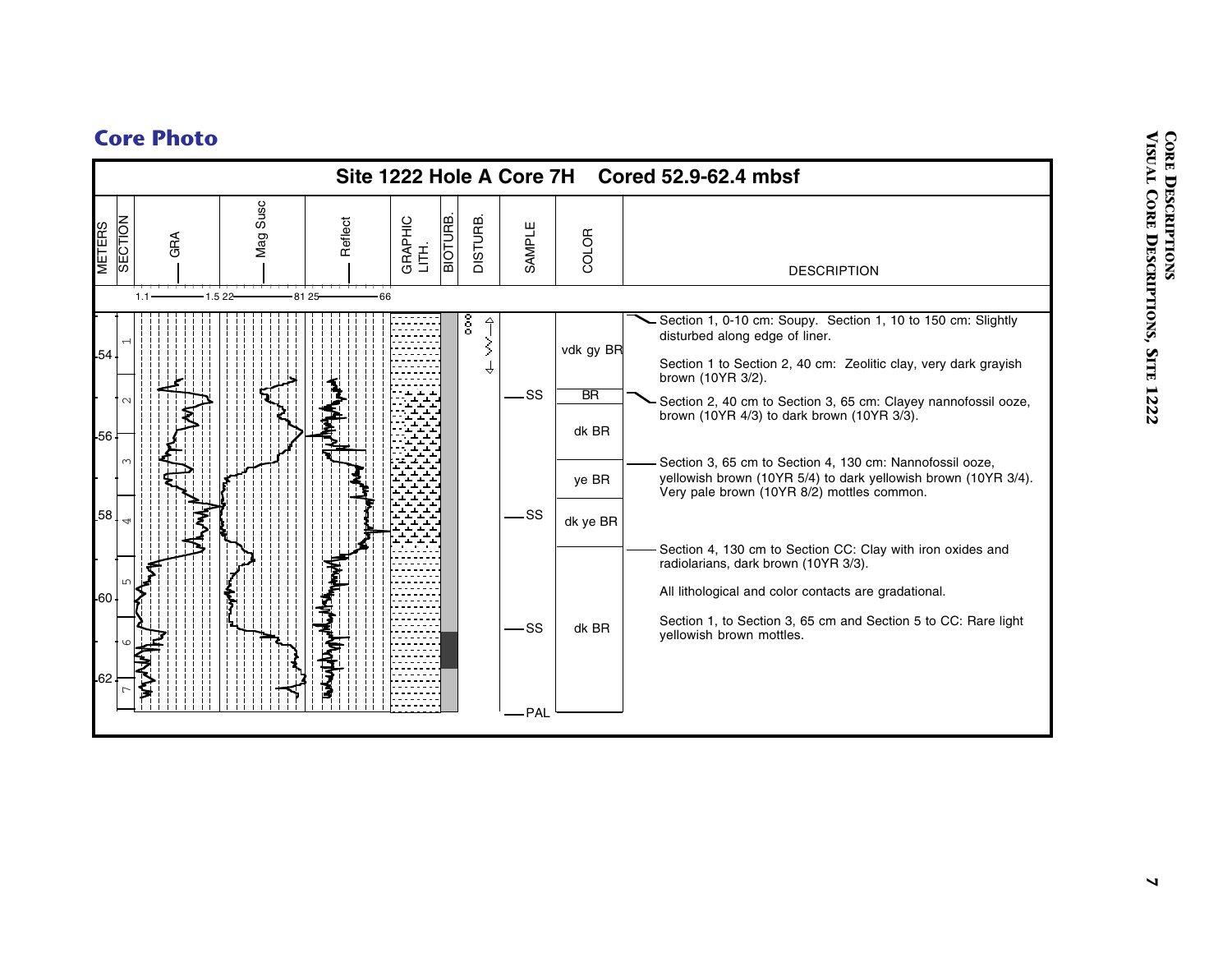# Core Photo

## Site 1222 Hole A Core 7H Cored 52.9-62.4 mbsf

| METERS | SECTION | GRA | Mag Susc | Reflect | GRAPHIC LITH. | BIOTURB. | DISTURB. | SAMPLE | COLOR | DESCRIPTION |
|---|---|---|---|---|---|---|---|---|---|---|
| | | 1.1 — 1.5 | 22 — 81 | 25 — 66 | | | | | | |

| Sample | Color |
|---|---|
| SS | vdk gy BR |
| | BR |
| | dk BR |
| | ye BR |
| SS | dk ye BR |
| SS | dk BR |
| PAL | |

Section 1, 0-10 cm: Soupy. Section 1, 10 to 150 cm: Slightly disturbed along edge of liner.

Section 1 to Section 2, 40 cm: Zeolitic clay, very dark grayish brown (10YR 3/2).

Section 2, 40 cm to Section 3, 65 cm: Clayey nannofossil ooze, brown (10YR 4/3) to dark brown (10YR 3/3).

Section 3, 65 cm to Section 4, 130 cm: Nannofossil ooze, yellowish brown (10YR 5/4) to dark yellowish brown (10YR 3/4). Very pale brown (10YR 8/2) mottles common.

Section 4, 130 cm to Section CC: Clay with iron oxides and radiolarians, dark brown (10YR 3/3).

All lithological and color contacts are gradational.

Section 1, to Section 3, 65 cm and Section 5 to CC: Rare light yellowish brown mottles.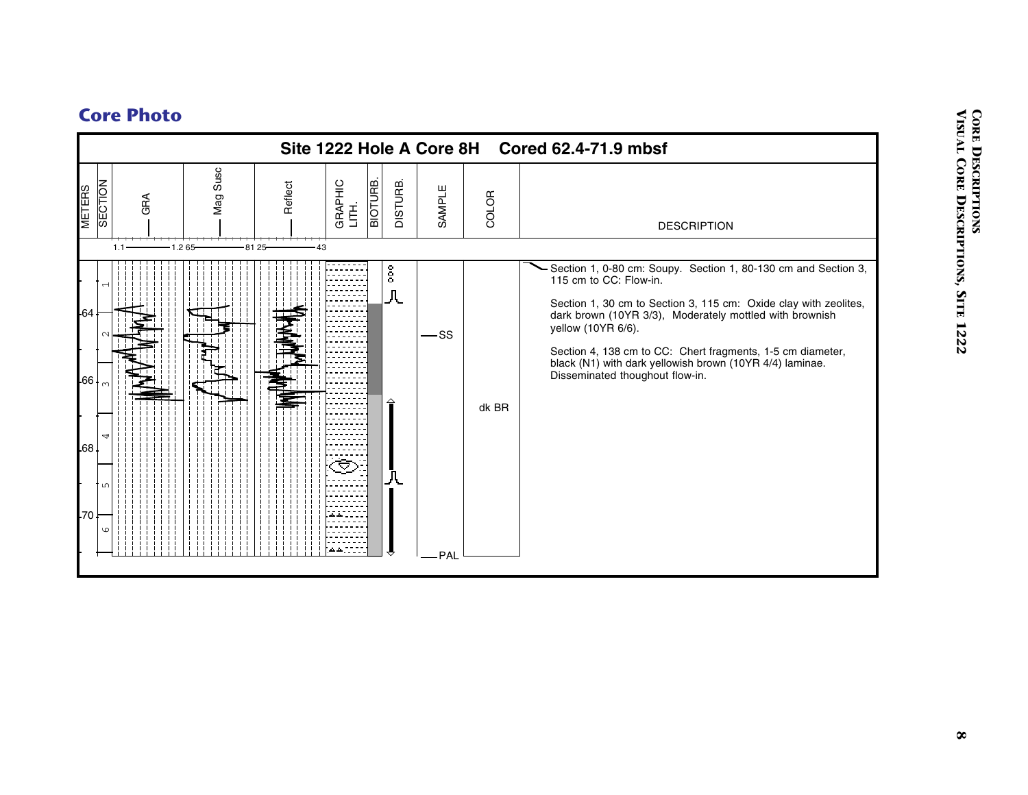## Core Photo

**Site 1222 Hole A Core 8H    Cored 62.4-71.9 mbsf**

| METERS | SECTION | GRA | Mag Susc | Reflect | GRAPHIC LITH. | BIOTURB. | DISTURB. | SAMPLE | COLOR | DESCRIPTION |
|---|---|---|---|---|---|---|---|---|---|---|
| | | 1.1 — 1.2 | 65 — 81 | 25 — 43 | | | | | | |

Scale: METERS 64, 66, 68, 70; SECTION 1, 2, 3, 4, 5, 6

SAMPLE: SS, PAL

COLOR: dk BR

**DESCRIPTION**

Section 1, 0-80 cm: Soupy. Section 1, 80-130 cm and Section 3, 115 cm to CC: Flow-in.

Section 1, 30 cm to Section 3, 115 cm: Oxide clay with zeolites, dark brown (10YR 3/3), Moderately mottled with brownish yellow (10YR 6/6).

Section 4, 138 cm to CC: Chert fragments, 1-5 cm diameter, black (N1) with dark yellowish brown (10YR 4/4) laminae. Disseminated thoughout flow-in.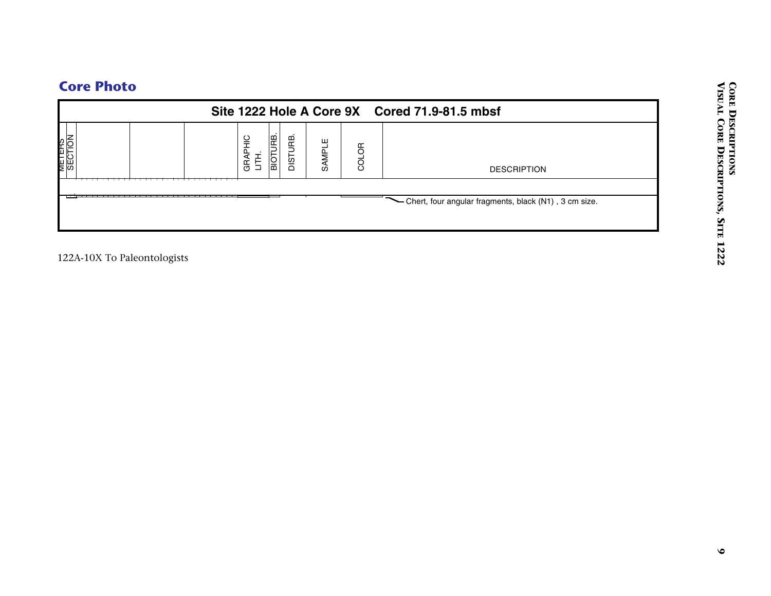## Core Photo

**Site 1222 Hole A Core 9X Cored 71.9-81.5 mbsf**

| METERS | SECTION | | | | GRAPHIC LITH. | BIOTURB. | DISTURB. | SAMPLE | COLOR | DESCRIPTION |
|---|---|---|---|---|---|---|---|---|---|---|
| | | | | | | | | | | Chert, four angular fragments, black (N1) , 3 cm size. |

122A-10X To Paleontologists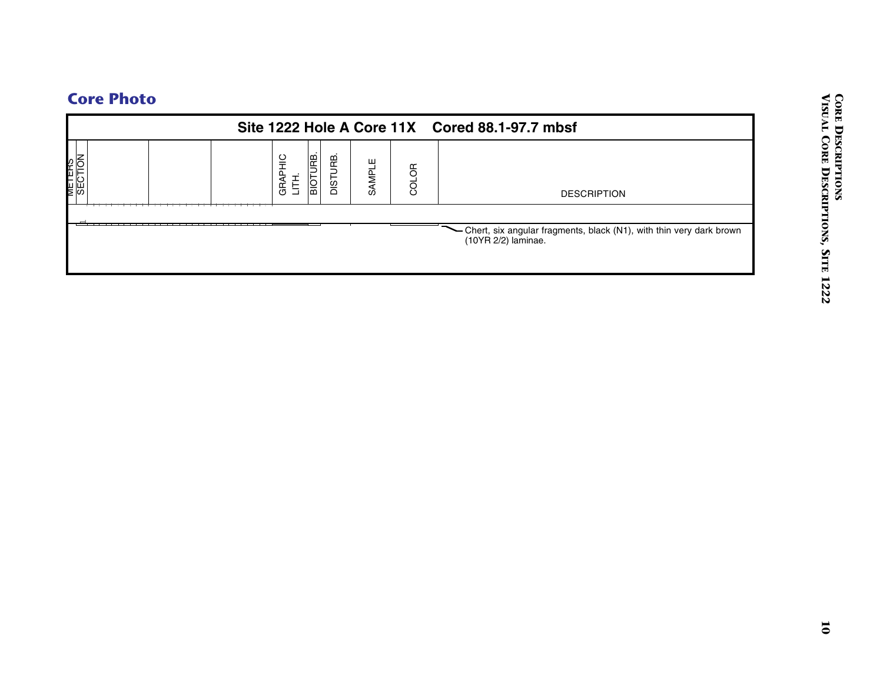## Core Photo

**Site 1222 Hole A Core 11X Cored 88.1-97.7 mbsf**

| METERS | SECTION | | | | GRAPHIC LITH. | BIOTURB. | DISTURB. | SAMPLE | COLOR | DESCRIPTION |
|---|---|---|---|---|---|---|---|---|---|---|
| | 1 | | | | | | | | | Chert, six angular fragments, black (N1), with thin very dark brown (10YR 2/2) laminae. |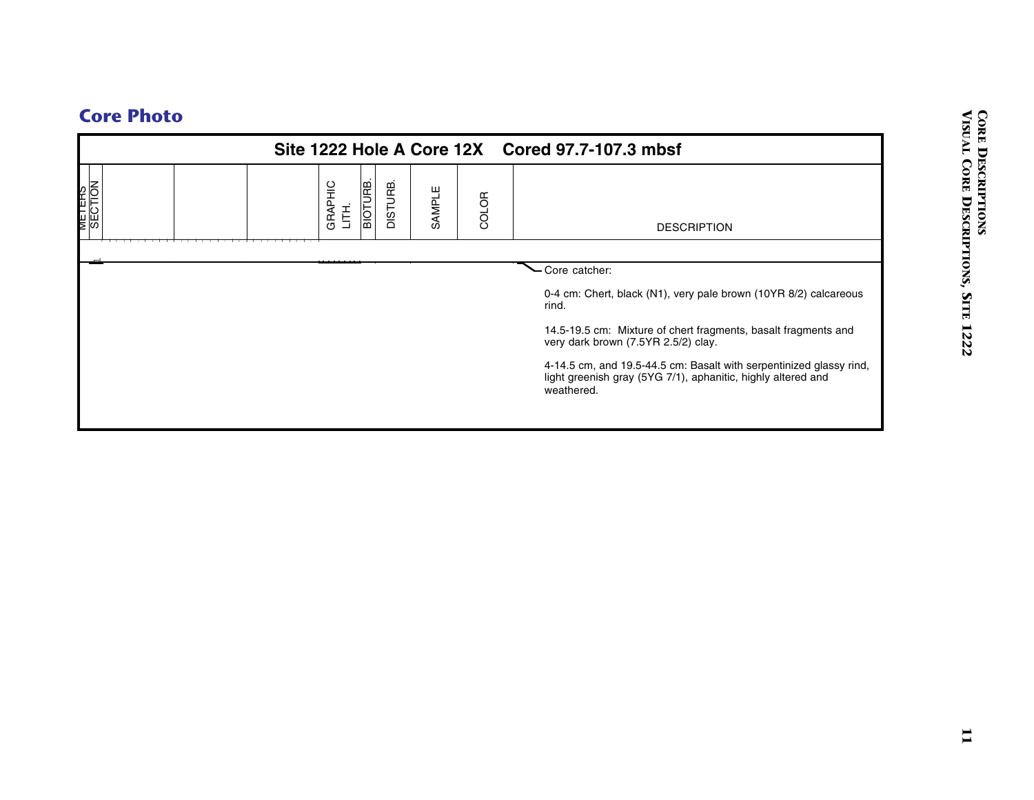## Core Photo

**Site 1222 Hole A Core 12X Cored 97.7-107.3 mbsf**

| METERS | SECTION | | | | GRAPHIC LITH. | BIOTURB. | DISTURB. | SAMPLE | COLOR | DESCRIPTION |
|---|---|---|---|---|---|---|---|---|---|---|
| | CC | | | | | | | | | Core catcher:<br><br>0-4 cm: Chert, black (N1), very pale brown (10YR 8/2) calcareous rind.<br><br>14.5-19.5 cm: Mixture of chert fragments, basalt fragments and very dark brown (7.5YR 2.5/2) clay.<br><br>4-14.5 cm, and 19.5-44.5 cm: Basalt with serpentinized glassy rind, light greenish gray (5YG 7/1), aphanitic, highly altered and weathered. |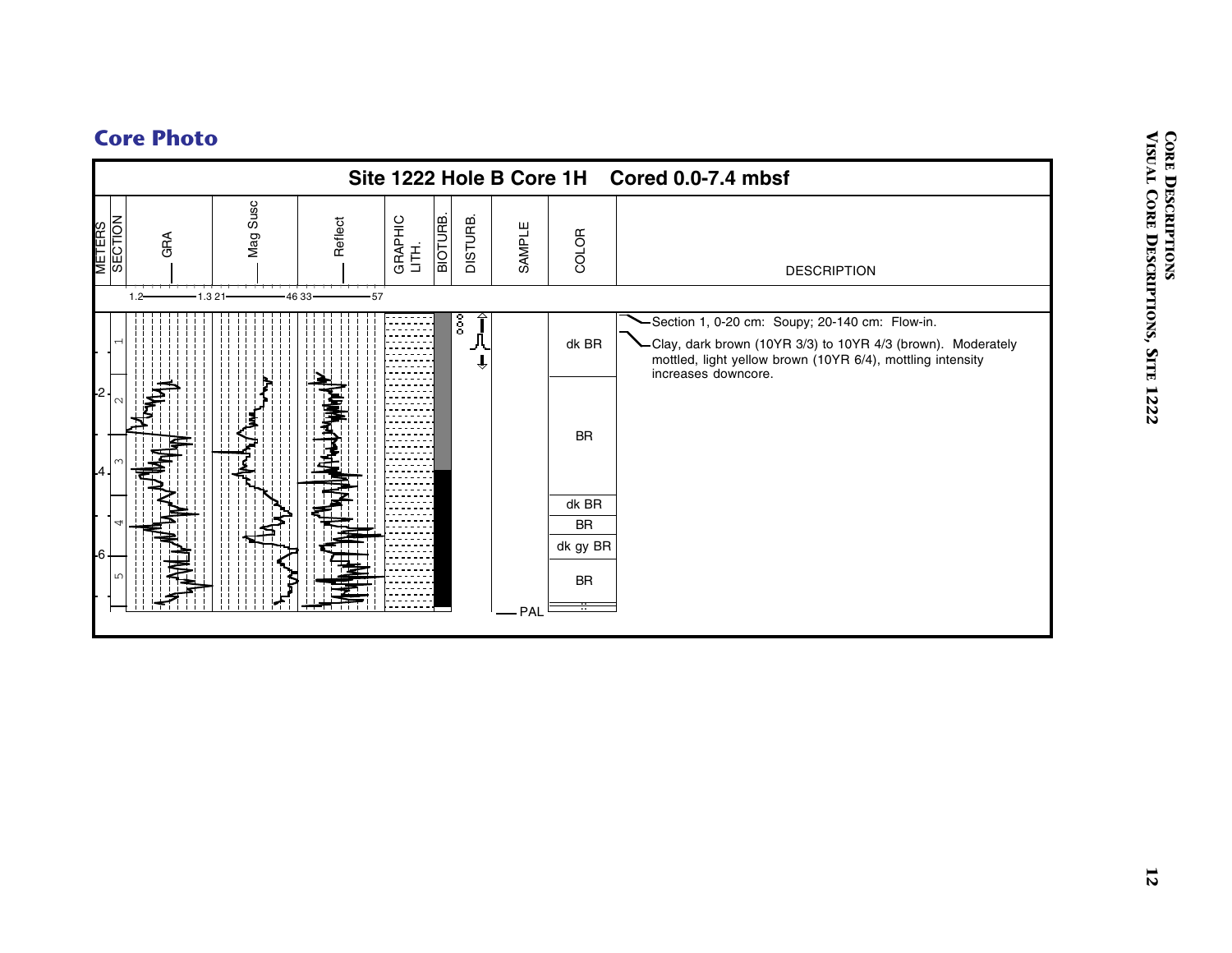## Core Photo

**Site 1222 Hole B Core 1H    Cored 0.0-7.4 mbsf**

| METERS | SECTION | GRA | Mag Susc | Reflect | GRAPHIC LITH. | BIOTURB. | DISTURB. | SAMPLE | COLOR | DESCRIPTION |
|---|---|---|---|---|---|---|---|---|---|---|
| | | 1.2—1.3 | 21—46 | 33—57 | | | | | | |

Section 1, 0-20 cm: Soupy; 20-140 cm: Flow-in.

Clay, dark brown (10YR 3/3) to 10YR 4/3 (brown). Moderately mottled, light yellow brown (10YR 6/4), mottling intensity increases downcore.

COLOR: dk BR; BR; dk BR; BR; dk gy BR; BR

SAMPLE: PAL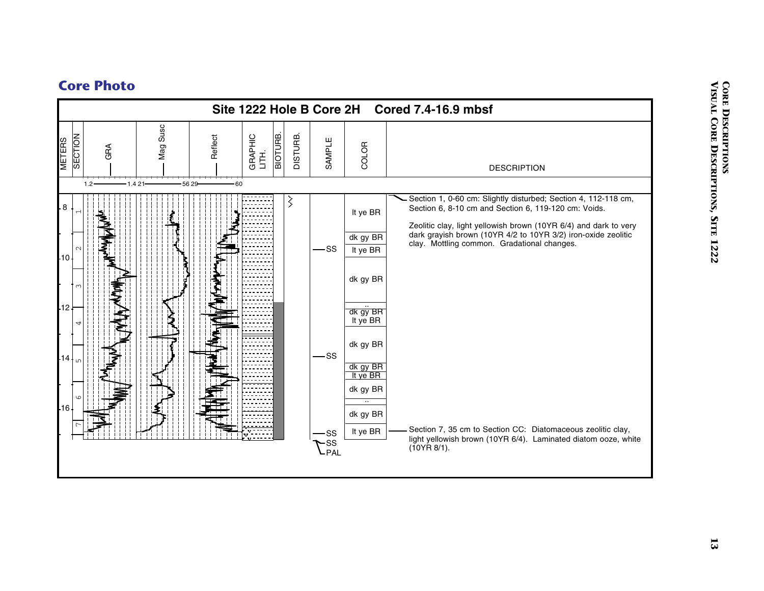## Core Photo

**Site 1222 Hole B Core 2H Cored 7.4-16.9 mbsf**

| METERS | SECTION | GRA | Mag Susc | Reflect | GRAPHIC LITH. | BIOTURB. | DISTURB. | SAMPLE | COLOR | DESCRIPTION |
|---|---|---|---|---|---|---|---|---|---|---|
| | | 1.2 — 1.4 | 21 — 56 | 29 — 60 | | | | | | |
| 8 | 1 | | | | | | | | lt ye BR | Section 1, 0-60 cm: Slightly disturbed; Section 4, 112-118 cm, Section 6, 8-10 cm and Section 6, 119-120 cm: Voids. Zeolitic clay, light yellowish brown (10YR 6/4) and dark to very dark grayish brown (10YR 4/2 to 10YR 3/2) iron-oxide zeolitic clay. Mottling common. Gradational changes. |
| | 2 | | | | | | | SS | dk gy BR / lt ye BR | |
| 10 | 3 | | | | | | | | dk gy BR | |
| 12 | 4 | | | | | | | | dk gy BR / lt ye BR | |
| | | | | | | | | | dk gy BR | |
| 14 | 5 | | | | | | | SS | dk gy BR / lt ye BR | |
| | 6 | | | | | | | | dk gy BR | |
| 16 | | | | | | | | | dk gy BR | |
| | 7 | | | | | | | SS, SS, PAL | lt ye BR | Section 7, 35 cm to Section CC: Diatomaceous zeolitic clay, light yellowish brown (10YR 6/4). Laminated diatom ooze, white (10YR 8/1). |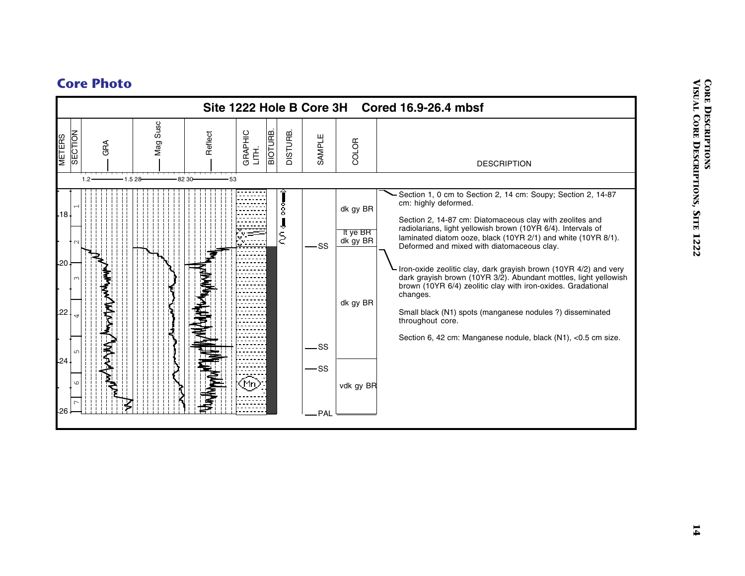## Core Photo

**Site 1222 Hole B Core 3H Cored 16.9-26.4 mbsf**

| METERS | SECTION | GRA | Mag Susc | Reflect | GRAPHIC LITH. | BIOTURB. | DISTURB. | SAMPLE | COLOR | DESCRIPTION |
|---|---|---|---|---|---|---|---|---|---|---|
| | | 1.2 — 1.5 | 28 — 82 | 30 — 53 | | | | | | |

Depth scale: 18, 20, 22, 24, 26

Sections: 1, 2, 3, 4, 5, 6, 7

Samples: SS, SS, SS, PAL

Color: dk gy BR; lt ye BR; dk gy BR; dk gy BR; vdk gy BR

Section 1, 0 cm to Section 2, 14 cm: Soupy; Section 2, 14-87 cm: highly deformed.

Section 2, 14-87 cm: Diatomaceous clay with zeolites and radiolarians, light yellowish brown (10YR 6/4). Intervals of laminated diatom ooze, black (10YR 2/1) and white (10YR 8/1). Deformed and mixed with diatomaceous clay.

Iron-oxide zeolitic clay, dark grayish brown (10YR 4/2) and very dark grayish brown (10YR 3/2). Abundant mottles, light yellowish brown (10YR 6/4) zeolitic clay with iron-oxides. Gradational changes.

Small black (N1) spots (manganese nodules ?) disseminated throughout core.

Section 6, 42 cm: Manganese nodule, black (N1), <0.5 cm size.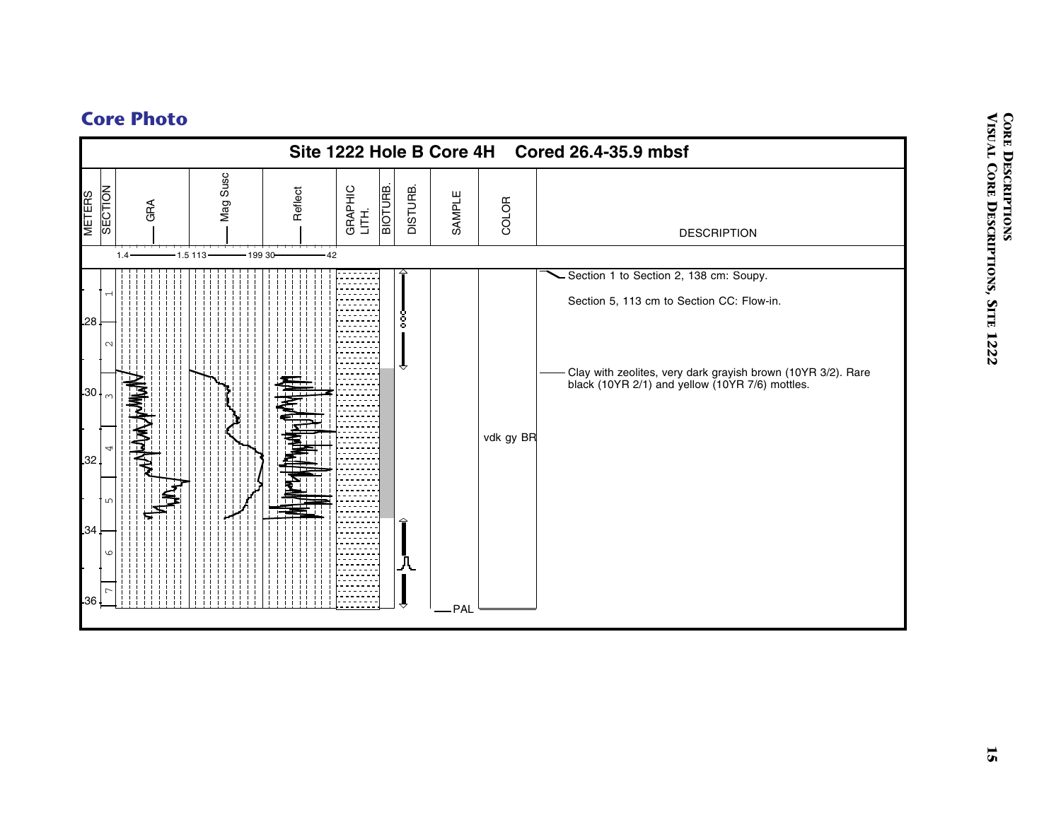## Core Photo

**Site 1222 Hole B Core 4H    Cored 26.4-35.9 mbsf**

| METERS | SECTION | GRA | Mag Susc | Reflect | GRAPHIC LITH. | BIOTURB. | DISTURB. | SAMPLE | COLOR | DESCRIPTION |
|---|---|---|---|---|---|---|---|---|---|---|
| | | 1.4 — 1.5 | 113 — 199 | 30 — 42 | | | | | | |

Section 1 to Section 2, 138 cm: Soupy.

Section 5, 113 cm to Section CC: Flow-in.

Clay with zeolites, very dark grayish brown (10YR 3/2). Rare black (10YR 2/1) and yellow (10YR 7/6) mottles.

Depth (m): 28, 30, 32, 34, 36

Sections: 1, 2, 3, 4, 5, 6, 7

Sample: PAL

Color: vdk gy BR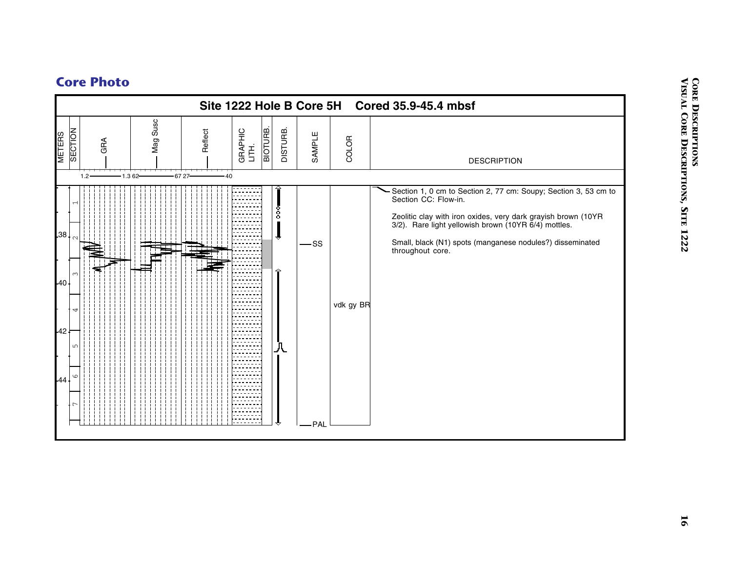## Core Photo

**Site 1222 Hole B Core 5H Cored 35.9-45.4 mbsf**

| METERS | SECTION | GRA | Mag Susc | Reflect | GRAPHIC LITH. | BIOTURB. | DISTURB. | SAMPLE | COLOR | DESCRIPTION |
|---|---|---|---|---|---|---|---|---|---|---|
| | | 1.2 — 1.3 | 62 — 67 | 27 — 40 | | | | | | |

Section 1, 0 cm to Section 2, 77 cm: Soupy; Section 3, 53 cm to Section CC: Flow-in.

Zeolitic clay with iron oxides, very dark grayish brown (10YR 3/2). Rare light yellowish brown (10YR 6/4) mottles.

Small, black (N1) spots (manganese nodules?) disseminated throughout core.

Meters: 38, 40, 42, 44

Sections: 1, 2, 3, 4, 5, 6, 7

Sample: SS, PAL

Color: vdk gy BR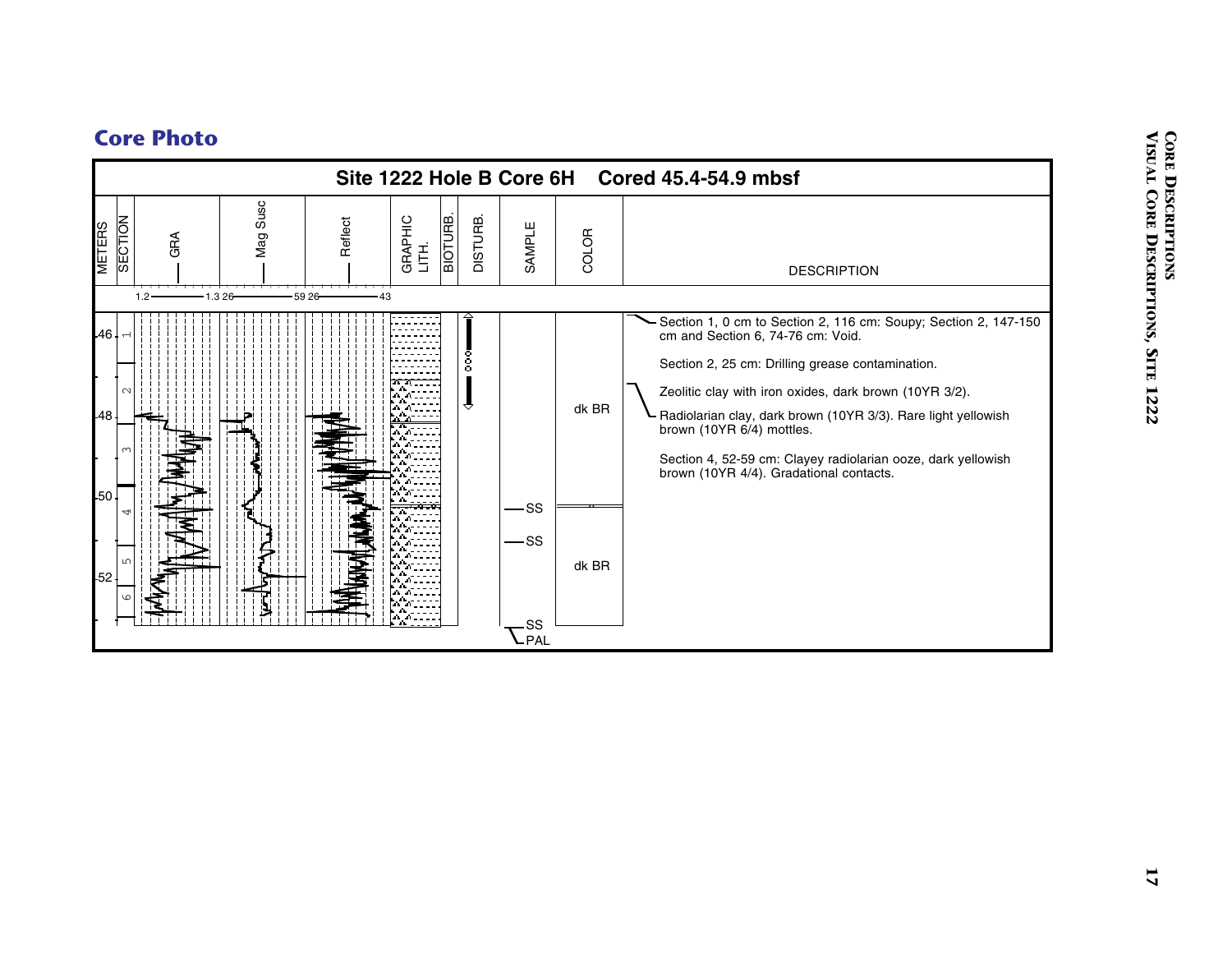# Core Photo

**Site 1222 Hole B Core 6H Cored 45.4-54.9 mbsf**

| METERS | SECTION | GRA | Mag Susc | Reflect | GRAPHIC LITH. | BIOTURB. | DISTURB. | SAMPLE | COLOR | DESCRIPTION |
|---|---|---|---|---|---|---|---|---|---|---|
| | | 1.2 — 1.3 | 26 — 59 | 26 — 43 | | | | | | |
| 46 | 1 | | | | | | | | | Section 1, 0 cm to Section 2, 116 cm: Soupy; Section 2, 147-150 cm and Section 6, 74-76 cm: Void. |
| | 2 | | | | | | | | dk BR | Section 2, 25 cm: Drilling grease contamination. |
| 48 | 3 | | | | | | | | | Zeolitic clay with iron oxides, dark brown (10YR 3/2). |
| 50 | 4 | | | | | | | SS | | Radiolarian clay, dark brown (10YR 3/3). Rare light yellowish brown (10YR 6/4) mottles. |
| | 5 | | | | | | | SS | dk BR | Section 4, 52-59 cm: Clayey radiolarian ooze, dark yellowish brown (10YR 4/4). Gradational contacts. |
| 52 | 6 | | | | | | | SS, PAL | | |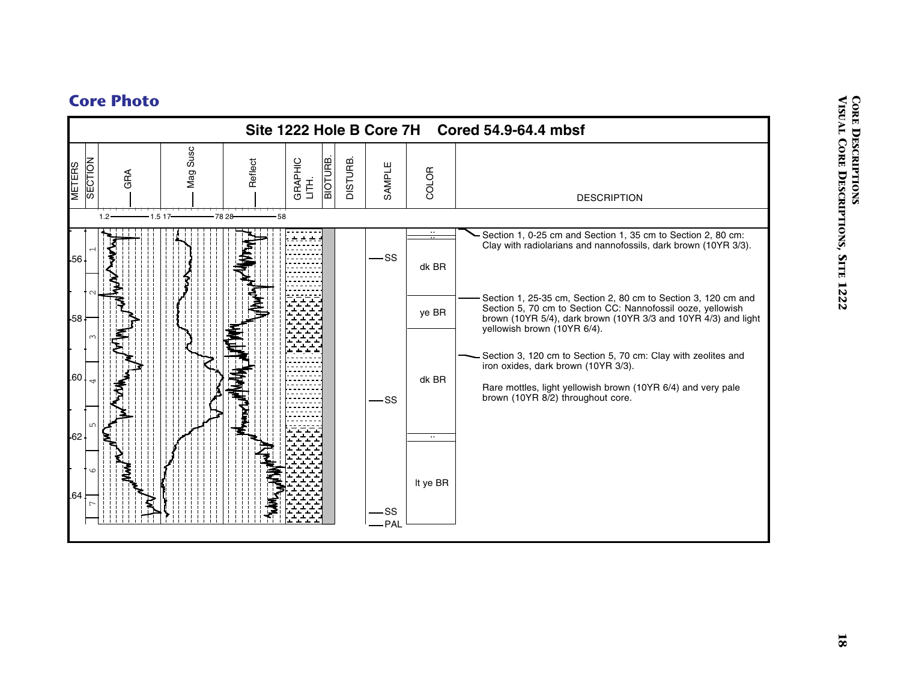## Core Photo

**Site 1222 Hole B Core 7H Cored 54.9-64.4 mbsf**

| METERS | SECTION | GRA | Mag Susc | Reflect | GRAPHIC LITH. | BIOTURB. | DISTURB. | SAMPLE | COLOR | DESCRIPTION |
|---|---|---|---|---|---|---|---|---|---|---|
| | | 1.2 — 1.5 | 17 — 78 | 28 — 58 | | | | | | |

METERS: 56, 58, 60, 62, 64

SECTION: 1, 2, 3, 4, 5, 6, 7

SAMPLE: SS, SS, SS, PAL

COLOR: dk BR, ye BR, dk BR, lt ye BR

**DESCRIPTION**

Section 1, 0-25 cm and Section 1, 35 cm to Section 2, 80 cm: Clay with radiolarians and nannofossils, dark brown (10YR 3/3).

Section 1, 25-35 cm, Section 2, 80 cm to Section 3, 120 cm and Section 5, 70 cm to Section CC: Nannofossil ooze, yellowish brown (10YR 5/4), dark brown (10YR 3/3 and 10YR 4/3) and light yellowish brown (10YR 6/4).

Section 3, 120 cm to Section 5, 70 cm: Clay with zeolites and iron oxides, dark brown (10YR 3/3).

Rare mottles, light yellowish brown (10YR 6/4) and very pale brown (10YR 8/2) throughout core.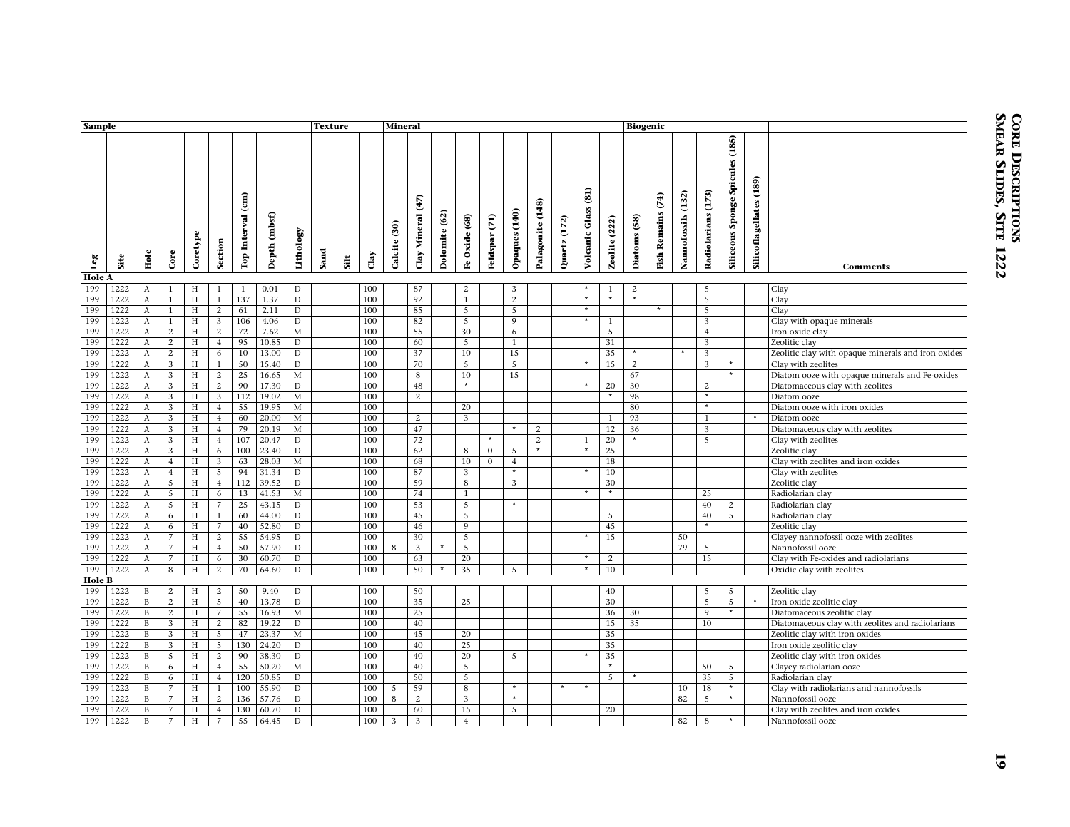| Sample | | | | | | | | | Texture | | | Mineral | | | | | | | | | | Biogenic | | | | | | |
|---|---|---|---|---|---|---|---|---|---|---|---|---|---|---|---|---|---|---|---|---|---|---|---|---|---|---|---|---|
| Leg | Site | Hole | Core | Coretype | Section | Top Interval (cm) | Depth (mbsf) | Lithology | Sand | Silt | Clay | Calcite (30) | Clay Mineral (47) | Dolomite (62) | Fe Oxide (68) | Feldspar (71) | Opaques (140) | Palagonite (148) | Quartz (172) | Volcanic Glass (81) | Zeolite (222) | Diatoms (58) | Fish Remains (74) | Nannofossils (132) | Radiolarians (173) | Siliceous Sponge Spicules (185) | Silicoflagellates (189) | Comments |
| **Hole A** | | | | | | | | | | | | | | | | | | | | | | | | | | | | |
| 199 | 1222 | A | 1 | H | 1 | 1 | 0.01 | D | | | 100 | | 87 | | 2 | | 3 | | | * | 1 | 2 | | | 5 | | | Clay |
| 199 | 1222 | A | 1 | H | 1 | 137 | 1.37 | D | | | 100 | | 92 | | 1 | | 2 | | | * | * | * | | | 5 | | | Clay |
| 199 | 1222 | A | 1 | H | 2 | 61 | 2.11 | D | | | 100 | | 85 | | 5 | | 5 | | | * | | | * | | 5 | | | Clay |
| 199 | 1222 | A | 1 | H | 3 | 106 | 4.06 | D | | | 100 | | 82 | | 5 | | 9 | | | * | 1 | | | | 3 | | | Clay with opaque minerals |
| 199 | 1222 | A | 2 | H | 2 | 72 | 7.62 | M | | | 100 | | 55 | | 30 | | 6 | | | | 5 | | | | 4 | | | Iron oxide clay |
| 199 | 1222 | A | 2 | H | 4 | 95 | 10.85 | D | | | 100 | | 60 | | 5 | | 1 | | | | 31 | | | | 3 | | | Zeolitic clay |
| 199 | 1222 | A | 2 | H | 6 | 10 | 13.00 | D | | | 100 | | 37 | | 10 | | 15 | | | | 35 | * | | * | 3 | | | Zeolitic clay with opaque minerals and iron oxides |
| 199 | 1222 | A | 3 | H | 1 | 50 | 15.40 | D | | | 100 | | 70 | | 5 | | 5 | | | * | 15 | 2 | | | 3 | * | | Clay with zeolites |
| 199 | 1222 | A | 3 | H | 2 | 25 | 16.65 | M | | | 100 | | 8 | | 10 | | 15 | | | | | 67 | | | | * | | Diatom ooze with opaque minerals and Fe-oxides |
| 199 | 1222 | A | 3 | H | 2 | 90 | 17.30 | D | | | 100 | | 48 | | * | | | | | * | 20 | 30 | | | 2 | | | Diatomaceous clay with zeolites |
| 199 | 1222 | A | 3 | H | 3 | 112 | 19.02 | M | | | 100 | | 2 | | | | | | | | * | 98 | | | * | | | Diatom ooze |
| 199 | 1222 | A | 3 | H | 4 | 55 | 19.95 | M | | | 100 | | | | 20 | | | | | | | 80 | | | * | | | Diatom ooze with iron oxides |
| 199 | 1222 | A | 3 | H | 4 | 60 | 20.00 | M | | | 100 | | 2 | | 3 | | | | | | 1 | 93 | | | 1 | | * | Diatom ooze |
| 199 | 1222 | A | 3 | H | 4 | 79 | 20.19 | M | | | 100 | | 47 | | | | * | 2 | | | 12 | 36 | | | 3 | | | Diatomaceous clay with zeolites |
| 199 | 1222 | A | 3 | H | 4 | 107 | 20.47 | D | | | 100 | | 72 | | | * | | 2 | | 1 | 20 | * | | | 5 | | | Clay with zeolites |
| 199 | 1222 | A | 3 | H | 6 | 100 | 23.40 | D | | | 100 | | 62 | | 8 | 0 | 5 | * | | * | 25 | | | | | | | Zeolitic clay |
| 199 | 1222 | A | 4 | H | 3 | 63 | 28.03 | M | | | 100 | | 68 | | 10 | 0 | 4 | | | | 18 | | | | | | | Clay with zeolites and iron oxides |
| 199 | 1222 | A | 4 | H | 5 | 94 | 31.34 | D | | | 100 | | 87 | | 3 | | * | | | * | 10 | | | | | | | Clay with zeolites |
| 199 | 1222 | A | 5 | H | 4 | 112 | 39.52 | D | | | 100 | | 59 | | 8 | | 3 | | | | 30 | | | | | | | Zeolitic clay |
| 199 | 1222 | A | 5 | H | 6 | 13 | 41.53 | M | | | 100 | | 74 | | 1 | | | | | * | * | | | | 25 | | | Radiolarian clay |
| 199 | 1222 | A | 5 | H | 7 | 25 | 43.15 | D | | | 100 | | 53 | | 5 | | * | | | | | | | | 40 | 2 | | Radiolarian clay |
| 199 | 1222 | A | 6 | H | 1 | 60 | 44.00 | D | | | 100 | | 45 | | 5 | | | | | | 5 | | | | 40 | 5 | | Radiolarian clay |
| 199 | 1222 | A | 6 | H | 7 | 40 | 52.80 | D | | | 100 | | 46 | | 9 | | | | | | 45 | | | | * | | | Zeolitic clay |
| 199 | 1222 | A | 7 | H | 2 | 55 | 54.95 | D | | | 100 | | 30 | | 5 | | | | | * | 15 | | | 50 | | | | Clayey nannofossil ooze with zeolites |
| 199 | 1222 | A | 7 | H | 4 | 50 | 57.90 | D | | | 100 | 8 | 3 | * | 5 | | | | | | | | | 79 | 5 | | | Nannofossil ooze |
| 199 | 1222 | A | 7 | H | 6 | 30 | 60.70 | D | | | 100 | | 63 | | 20 | | | | | * | 2 | | | | 15 | | | Clay with Fe-oxides and radiolarians |
| 199 | 1222 | A | 8 | H | 2 | 70 | 64.60 | D | | | 100 | | 50 | * | 35 | | 5 | | | * | 10 | | | | | | | Oxidic clay with zeolites |
| **Hole B** | | | | | | | | | | | | | | | | | | | | | | | | | | | | |
| 199 | 1222 | B | 2 | H | 2 | 50 | 9.40 | D | | | 100 | | 50 | | | | | | | | 40 | | | | 5 | 5 | | Zeolitic clay |
| 199 | 1222 | B | 2 | H | 5 | 40 | 13.78 | D | | | 100 | | 35 | | 25 | | | | | | 30 | | | | 5 | 5 | * | Iron oxide zeolitic clay |
| 199 | 1222 | B | 2 | H | 7 | 55 | 16.93 | M | | | 100 | | 25 | | | | | | | | 36 | 30 | | | 9 | * | | Diatomaceous zeolitic clay |
| 199 | 1222 | B | 3 | H | 2 | 82 | 19.22 | D | | | 100 | | 40 | | | | | | | | 15 | 35 | | | 10 | | | Diatomaceous clay with zeolites and radiolarians |
| 199 | 1222 | B | 3 | H | 5 | 47 | 23.37 | M | | | 100 | | 45 | | 20 | | | | | | 35 | | | | | | | Zeolitic clay with iron oxides |
| 199 | 1222 | B | 3 | H | 5 | 130 | 24.20 | D | | | 100 | | 40 | | 25 | | | | | | 35 | | | | | | | Iron oxide zeolitic clay |
| 199 | 1222 | B | 5 | H | 2 | 90 | 38.30 | D | | | 100 | | 40 | | 20 | | 5 | | | * | 35 | | | | | | | Zeolitic clay with iron oxides |
| 199 | 1222 | B | 6 | H | 4 | 55 | 50.20 | M | | | 100 | | 40 | | 5 | | | | | | * | | | | 50 | 5 | | Clayey radiolarian ooze |
| 199 | 1222 | B | 6 | H | 4 | 120 | 50.85 | D | | | 100 | | 50 | | 5 | | | | | | 5 | * | | | 35 | 5 | | Radiolarian clay |
| 199 | 1222 | B | 7 | H | 1 | 100 | 55.90 | D | | | 100 | 5 | 59 | | 8 | | * | | * | * | | | | 10 | 18 | * | | Clay with radiolarians and nannofossils |
| 199 | 1222 | B | 7 | H | 2 | 136 | 57.76 | D | | | 100 | 8 | 2 | | 3 | | * | | | | | | | 82 | 5 | * | | Nannofossil ooze |
| 199 | 1222 | B | 7 | H | 4 | 130 | 60.70 | D | | | 100 | | 60 | | 15 | | 5 | | | | 20 | | | | | | | Clay with zeolites and iron oxides |
| 199 | 1222 | B | 7 | H | 7 | 55 | 64.45 | D | | | 100 | 3 | 3 | | 4 | | | | | | | | | 82 | 8 | * | | Nannofossil ooze |